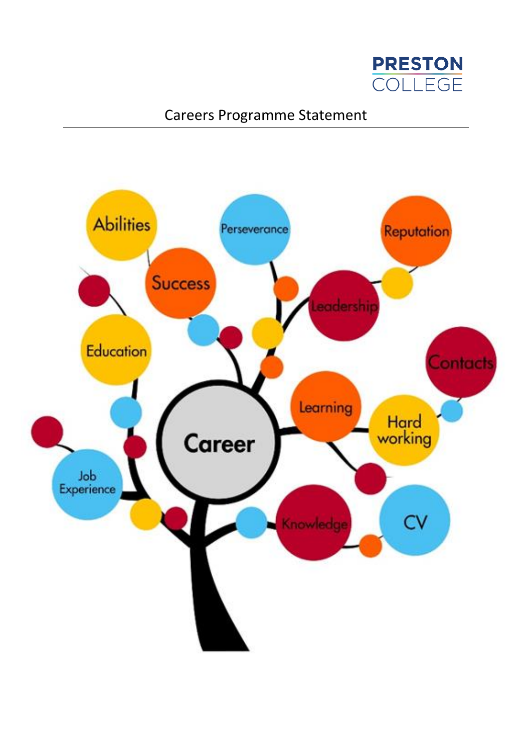PRESTON COLLEGE

# Careers Programme Statement

Abilities

Perseverance

Reputation

Success

Leadership

Education

Contacts

Learning

Hard working

Career

Job Experience

Knowledge

CV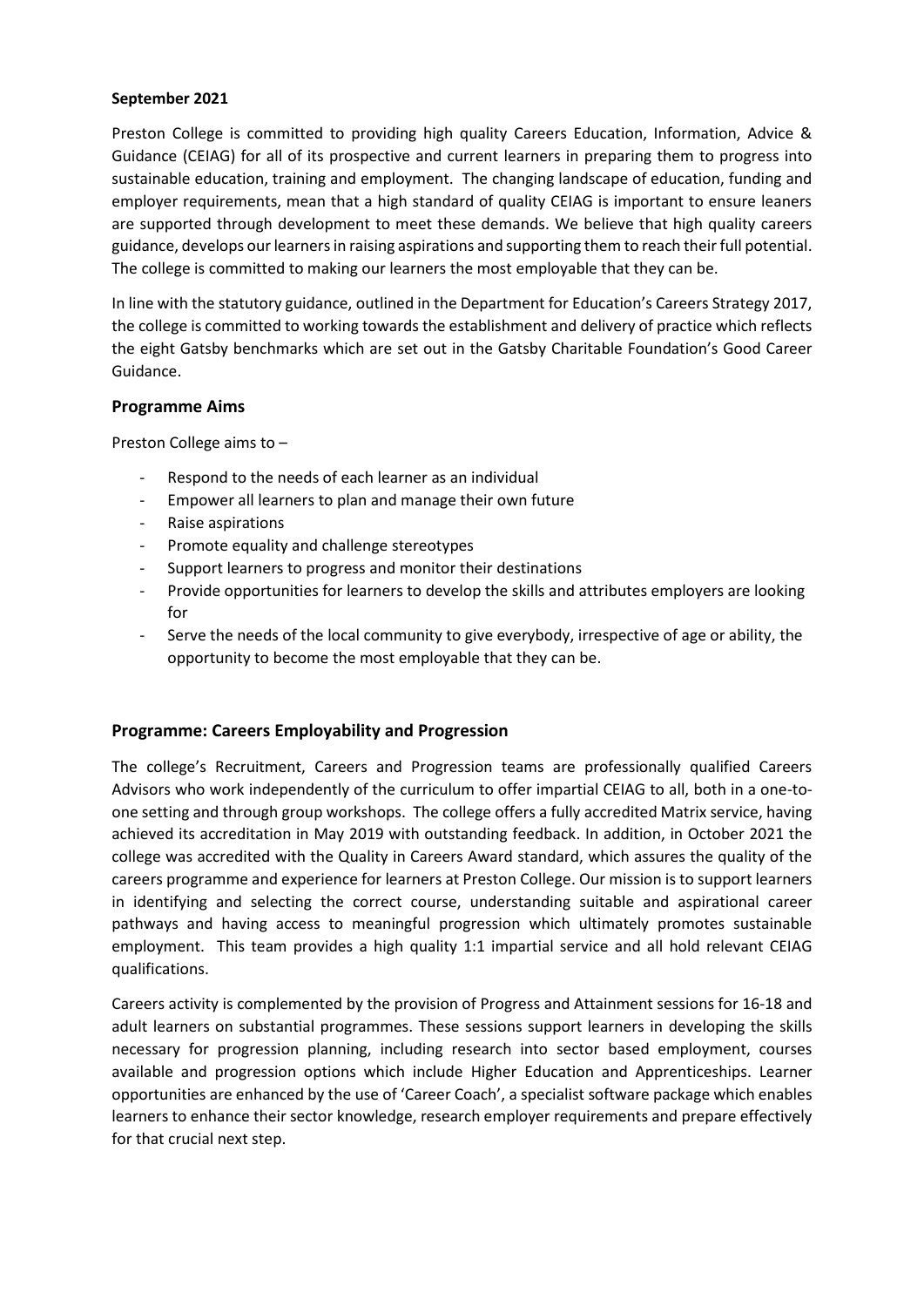**September 2021**

Preston College is committed to providing high quality Careers Education, Information, Advice & Guidance (CEIAG) for all of its prospective and current learners in preparing them to progress into sustainable education, training and employment. The changing landscape of education, funding and employer requirements, mean that a high standard of quality CEIAG is important to ensure leaners are supported through development to meet these demands. We believe that high quality careers guidance, develops our learners in raising aspirations and supporting them to reach their full potential. The college is committed to making our learners the most employable that they can be.

In line with the statutory guidance, outlined in the Department for Education's Careers Strategy 2017, the college is committed to working towards the establishment and delivery of practice which reflects the eight Gatsby benchmarks which are set out in the Gatsby Charitable Foundation's Good Career Guidance.

## Programme Aims

Preston College aims to –

- Respond to the needs of each learner as an individual
- Empower all learners to plan and manage their own future
- Raise aspirations
- Promote equality and challenge stereotypes
- Support learners to progress and monitor their destinations
- Provide opportunities for learners to develop the skills and attributes employers are looking for
- Serve the needs of the local community to give everybody, irrespective of age or ability, the opportunity to become the most employable that they can be.

## Programme: Careers Employability and Progression

The college's Recruitment, Careers and Progression teams are professionally qualified Careers Advisors who work independently of the curriculum to offer impartial CEIAG to all, both in a one-to-one setting and through group workshops. The college offers a fully accredited Matrix service, having achieved its accreditation in May 2019 with outstanding feedback. In addition, in October 2021 the college was accredited with the Quality in Careers Award standard, which assures the quality of the careers programme and experience for learners at Preston College. Our mission is to support learners in identifying and selecting the correct course, understanding suitable and aspirational career pathways and having access to meaningful progression which ultimately promotes sustainable employment. This team provides a high quality 1:1 impartial service and all hold relevant CEIAG qualifications.

Careers activity is complemented by the provision of Progress and Attainment sessions for 16-18 and adult learners on substantial programmes. These sessions support learners in developing the skills necessary for progression planning, including research into sector based employment, courses available and progression options which include Higher Education and Apprenticeships. Learner opportunities are enhanced by the use of 'Career Coach', a specialist software package which enables learners to enhance their sector knowledge, research employer requirements and prepare effectively for that crucial next step.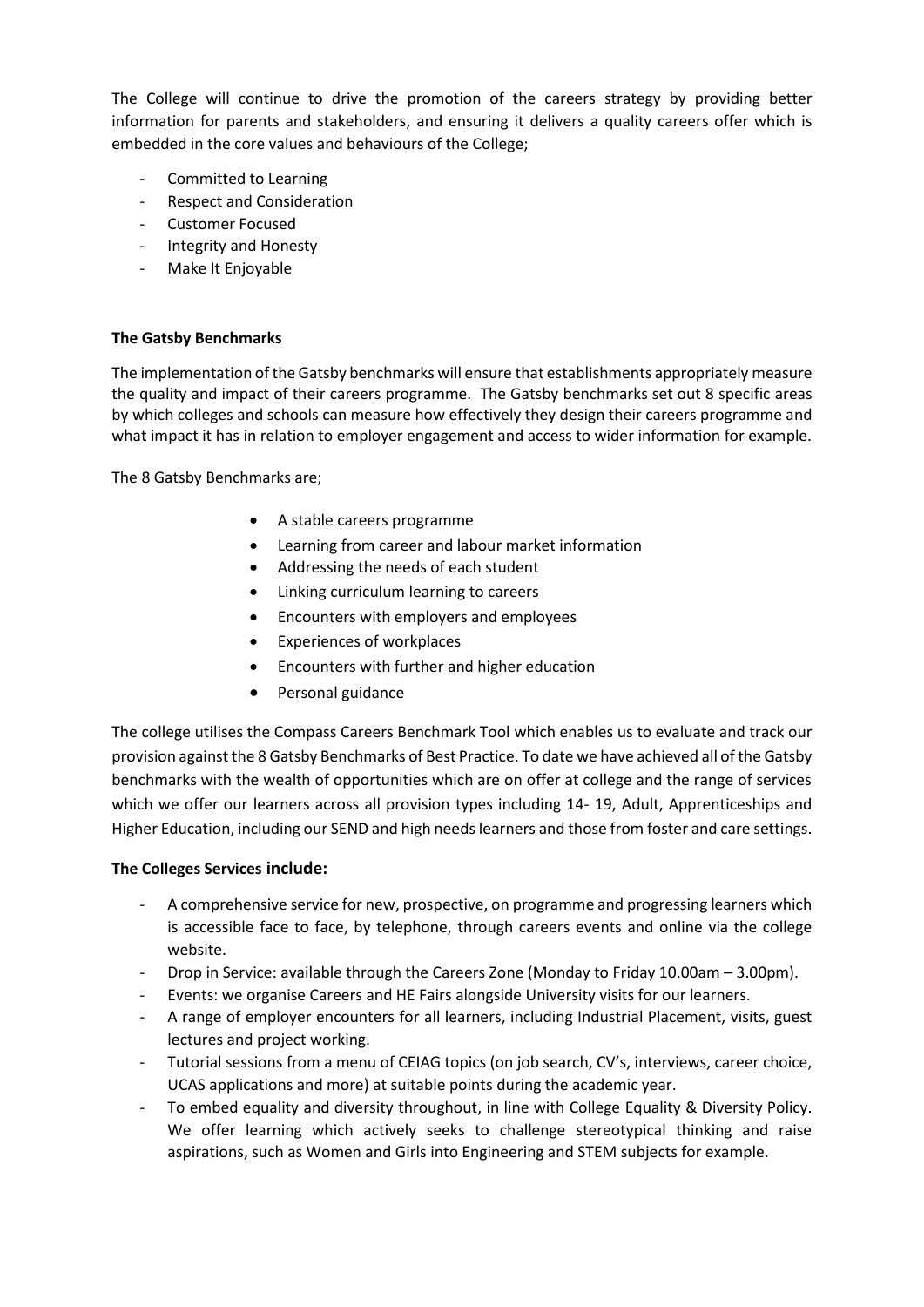The College will continue to drive the promotion of the careers strategy by providing better information for parents and stakeholders, and ensuring it delivers a quality careers offer which is embedded in the core values and behaviours of the College;

- Committed to Learning
- Respect and Consideration
- Customer Focused
- Integrity and Honesty
- Make It Enjoyable

**The Gatsby Benchmarks**

The implementation of the Gatsby benchmarks will ensure that establishments appropriately measure the quality and impact of their careers programme. The Gatsby benchmarks set out 8 specific areas by which colleges and schools can measure how effectively they design their careers programme and what impact it has in relation to employer engagement and access to wider information for example.

The 8 Gatsby Benchmarks are;

- A stable careers programme
- Learning from career and labour market information
- Addressing the needs of each student
- Linking curriculum learning to careers
- Encounters with employers and employees
- Experiences of workplaces
- Encounters with further and higher education
- Personal guidance

The college utilises the Compass Careers Benchmark Tool which enables us to evaluate and track our provision against the 8 Gatsby Benchmarks of Best Practice. To date we have achieved all of the Gatsby benchmarks with the wealth of opportunities which are on offer at college and the range of services which we offer our learners across all provision types including 14- 19, Adult, Apprenticeships and Higher Education, including our SEND and high needs learners and those from foster and care settings.

**The Colleges Services include:**

- A comprehensive service for new, prospective, on programme and progressing learners which is accessible face to face, by telephone, through careers events and online via the college website.
- Drop in Service: available through the Careers Zone (Monday to Friday 10.00am – 3.00pm).
- Events: we organise Careers and HE Fairs alongside University visits for our learners.
- A range of employer encounters for all learners, including Industrial Placement, visits, guest lectures and project working.
- Tutorial sessions from a menu of CEIAG topics (on job search, CV's, interviews, career choice, UCAS applications and more) at suitable points during the academic year.
- To embed equality and diversity throughout, in line with College Equality & Diversity Policy. We offer learning which actively seeks to challenge stereotypical thinking and raise aspirations, such as Women and Girls into Engineering and STEM subjects for example.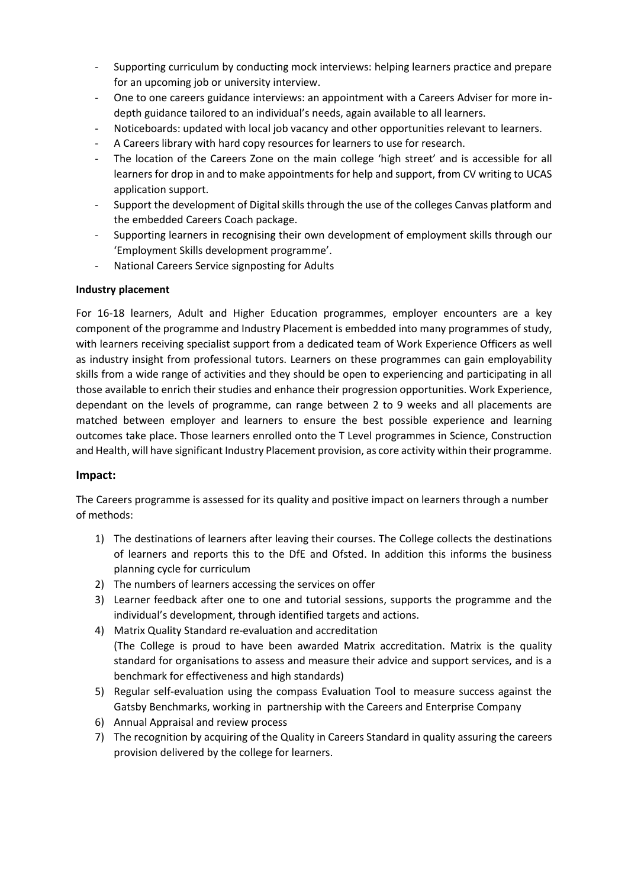- Supporting curriculum by conducting mock interviews: helping learners practice and prepare for an upcoming job or university interview.
- One to one careers guidance interviews: an appointment with a Careers Adviser for more in-depth guidance tailored to an individual's needs, again available to all learners.
- Noticeboards: updated with local job vacancy and other opportunities relevant to learners.
- A Careers library with hard copy resources for learners to use for research.
- The location of the Careers Zone on the main college 'high street' and is accessible for all learners for drop in and to make appointments for help and support, from CV writing to UCAS application support.
- Support the development of Digital skills through the use of the colleges Canvas platform and the embedded Careers Coach package.
- Supporting learners in recognising their own development of employment skills through our 'Employment Skills development programme'.
- National Careers Service signposting for Adults

**Industry placement**

For 16-18 learners, Adult and Higher Education programmes, employer encounters are a key component of the programme and Industry Placement is embedded into many programmes of study, with learners receiving specialist support from a dedicated team of Work Experience Officers as well as industry insight from professional tutors. Learners on these programmes can gain employability skills from a wide range of activities and they should be open to experiencing and participating in all those available to enrich their studies and enhance their progression opportunities. Work Experience, dependant on the levels of programme, can range between 2 to 9 weeks and all placements are matched between employer and learners to ensure the best possible experience and learning outcomes take place. Those learners enrolled onto the T Level programmes in Science, Construction and Health, will have significant Industry Placement provision, as core activity within their programme.

## Impact:

The Careers programme is assessed for its quality and positive impact on learners through a number of methods:

1) The destinations of learners after leaving their courses. The College collects the destinations of learners and reports this to the DfE and Ofsted. In addition this informs the business planning cycle for curriculum
2) The numbers of learners accessing the services on offer
3) Learner feedback after one to one and tutorial sessions, supports the programme and the individual's development, through identified targets and actions.
4) Matrix Quality Standard re-evaluation and accreditation
(The College is proud to have been awarded Matrix accreditation. Matrix is the quality standard for organisations to assess and measure their advice and support services, and is a benchmark for effectiveness and high standards)
5) Regular self-evaluation using the compass Evaluation Tool to measure success against the Gatsby Benchmarks, working in partnership with the Careers and Enterprise Company
6) Annual Appraisal and review process
7) The recognition by acquiring of the Quality in Careers Standard in quality assuring the careers provision delivered by the college for learners.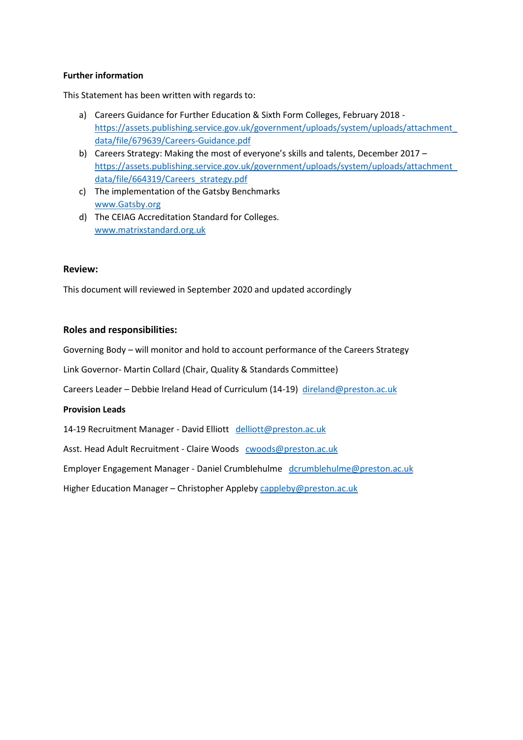**Further information**

This Statement has been written with regards to:

a) Careers Guidance for Further Education & Sixth Form Colleges, February 2018 - https://assets.publishing.service.gov.uk/government/uploads/system/uploads/attachment_data/file/679639/Careers-Guidance.pdf
b) Careers Strategy: Making the most of everyone's skills and talents, December 2017 – https://assets.publishing.service.gov.uk/government/uploads/system/uploads/attachment_data/file/664319/Careers_strategy.pdf
c) The implementation of the Gatsby Benchmarks www.Gatsby.org
d) The CEIAG Accreditation Standard for Colleges. www.matrixstandard.org.uk

### Review:

This document will reviewed in September 2020 and updated accordingly

### Roles and responsibilities:

Governing Body – will monitor and hold to account performance of the Careers Strategy

Link Governor- Martin Collard (Chair, Quality & Standards Committee)

Careers Leader – Debbie Ireland Head of Curriculum (14-19) direland@preston.ac.uk

**Provision Leads**

14-19 Recruitment Manager - David Elliott delliott@preston.ac.uk

Asst. Head Adult Recruitment - Claire Woods cwoods@preston.ac.uk

Employer Engagement Manager - Daniel Crumblehulme dcrumblehulme@preston.ac.uk

Higher Education Manager – Christopher Appleby cappleby@preston.ac.uk